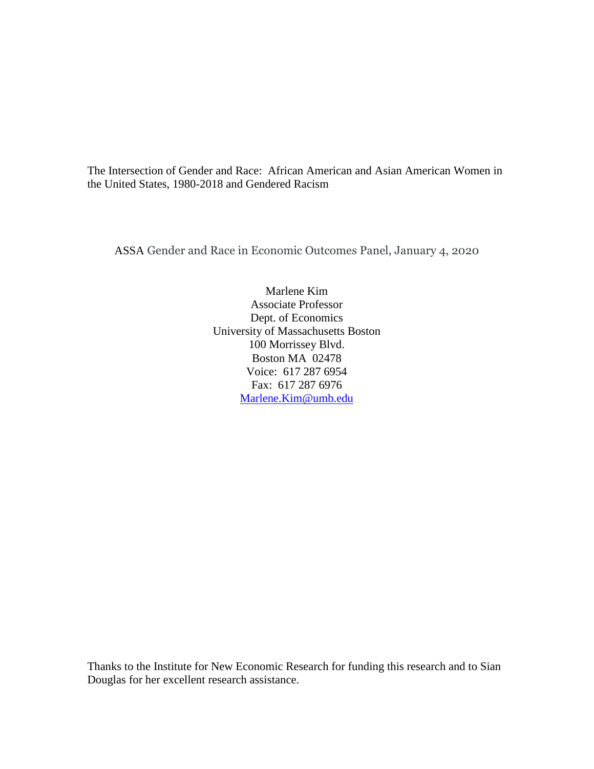# The Intersection of Gender and Race: African American and Asian American Women in the United States, 1980-2018 and Gendered Racism

ASSA Gender and Race in Economic Outcomes Panel, January 4, 2020

Marlene Kim
Associate Professor
Dept. of Economics
University of Massachusetts Boston
100 Morrissey Blvd.
Boston MA 02478
Voice: 617 287 6954
Fax: 617 287 6976
Marlene.Kim@umb.edu

Thanks to the Institute for New Economic Research for funding this research and to Sian Douglas for her excellent research assistance.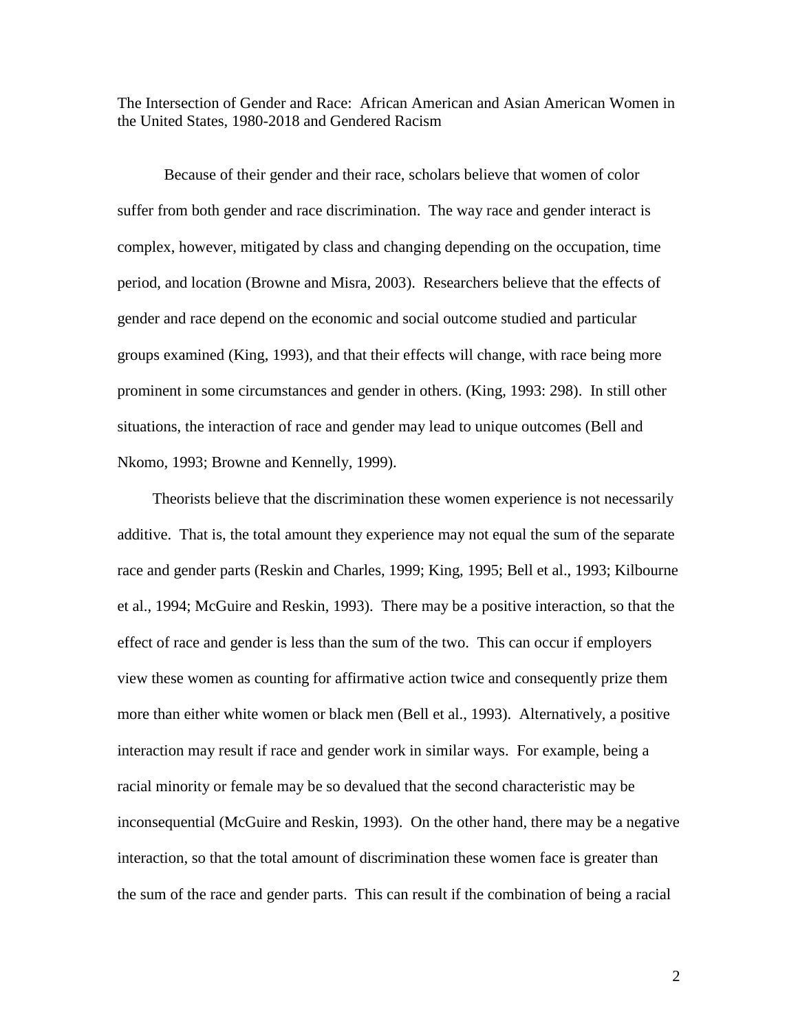The Intersection of Gender and Race: African American and Asian American Women in the United States, 1980-2018 and Gendered Racism

Because of their gender and their race, scholars believe that women of color suffer from both gender and race discrimination. The way race and gender interact is complex, however, mitigated by class and changing depending on the occupation, time period, and location (Browne and Misra, 2003). Researchers believe that the effects of gender and race depend on the economic and social outcome studied and particular groups examined (King, 1993), and that their effects will change, with race being more prominent in some circumstances and gender in others. (King, 1993: 298). In still other situations, the interaction of race and gender may lead to unique outcomes (Bell and Nkomo, 1993; Browne and Kennelly, 1999).

Theorists believe that the discrimination these women experience is not necessarily additive. That is, the total amount they experience may not equal the sum of the separate race and gender parts (Reskin and Charles, 1999; King, 1995; Bell et al., 1993; Kilbourne et al., 1994; McGuire and Reskin, 1993). There may be a positive interaction, so that the effect of race and gender is less than the sum of the two. This can occur if employers view these women as counting for affirmative action twice and consequently prize them more than either white women or black men (Bell et al., 1993). Alternatively, a positive interaction may result if race and gender work in similar ways. For example, being a racial minority or female may be so devalued that the second characteristic may be inconsequential (McGuire and Reskin, 1993). On the other hand, there may be a negative interaction, so that the total amount of discrimination these women face is greater than the sum of the race and gender parts. This can result if the combination of being a racial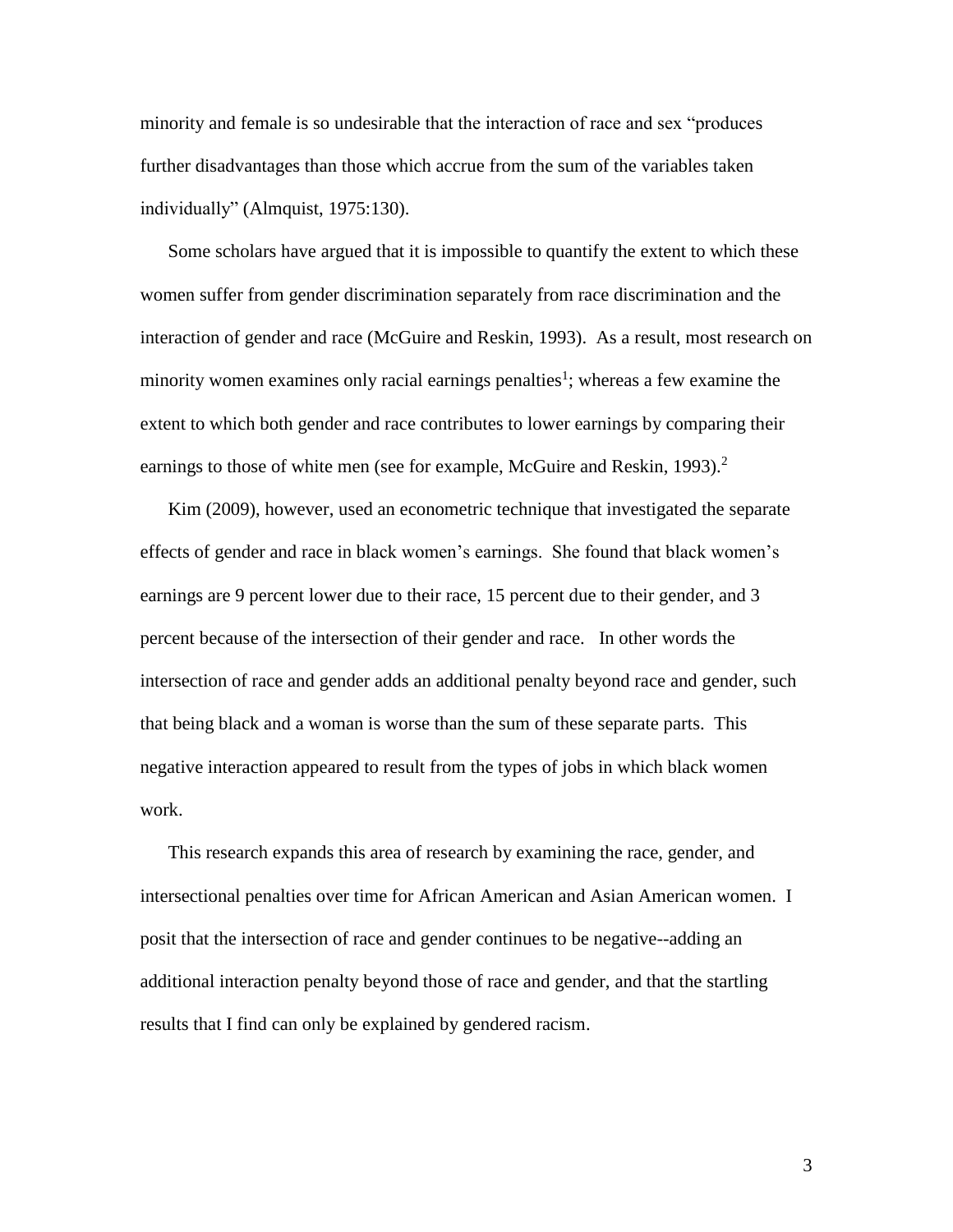minority and female is so undesirable that the interaction of race and sex "produces further disadvantages than those which accrue from the sum of the variables taken individually" (Almquist, 1975:130).

Some scholars have argued that it is impossible to quantify the extent to which these women suffer from gender discrimination separately from race discrimination and the interaction of gender and race (McGuire and Reskin, 1993). As a result, most research on minority women examines only racial earnings penalties[1]; whereas a few examine the extent to which both gender and race contributes to lower earnings by comparing their earnings to those of white men (see for example, McGuire and Reskin, 1993).[2]

Kim (2009), however, used an econometric technique that investigated the separate effects of gender and race in black women's earnings. She found that black women's earnings are 9 percent lower due to their race, 15 percent due to their gender, and 3 percent because of the intersection of their gender and race. In other words the intersection of race and gender adds an additional penalty beyond race and gender, such that being black and a woman is worse than the sum of these separate parts. This negative interaction appeared to result from the types of jobs in which black women work.

This research expands this area of research by examining the race, gender, and intersectional penalties over time for African American and Asian American women. I posit that the intersection of race and gender continues to be negative--adding an additional interaction penalty beyond those of race and gender, and that the startling results that I find can only be explained by gendered racism.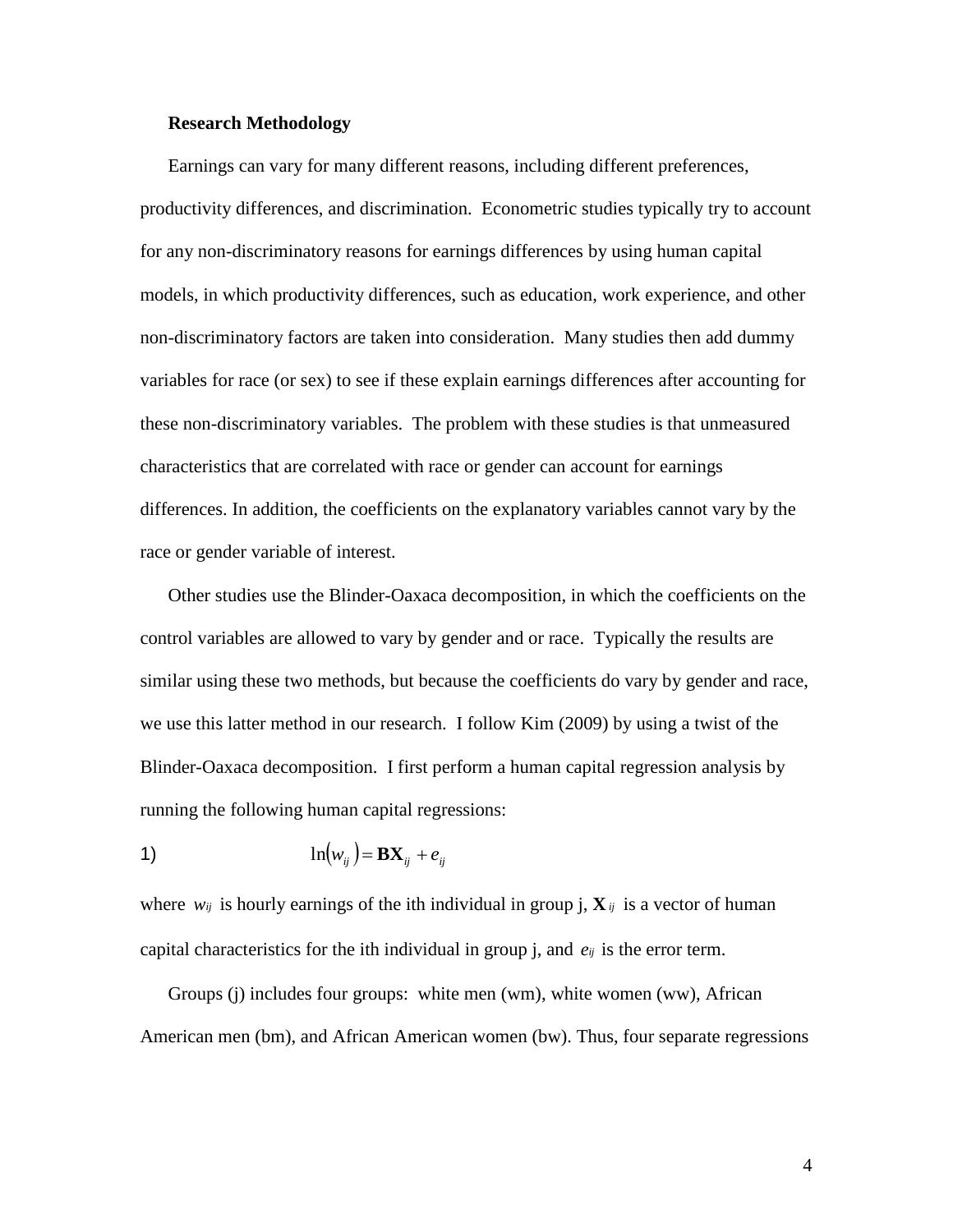**Research Methodology**

Earnings can vary for many different reasons, including different preferences, productivity differences, and discrimination. Econometric studies typically try to account for any non-discriminatory reasons for earnings differences by using human capital models, in which productivity differences, such as education, work experience, and other non-discriminatory factors are taken into consideration. Many studies then add dummy variables for race (or sex) to see if these explain earnings differences after accounting for these non-discriminatory variables. The problem with these studies is that unmeasured characteristics that are correlated with race or gender can account for earnings differences. In addition, the coefficients on the explanatory variables cannot vary by the race or gender variable of interest.

Other studies use the Blinder-Oaxaca decomposition, in which the coefficients on the control variables are allowed to vary by gender and or race. Typically the results are similar using these two methods, but because the coefficients do vary by gender and race, we use this latter method in our research. I follow Kim (2009) by using a twist of the Blinder-Oaxaca decomposition. I first perform a human capital regression analysis by running the following human capital regressions:

$$\ln(w_{ij}) = \mathbf{B}\mathbf{X}_{ij} + e_{ij} \tag{1}$$

where $w_{ij}$ is hourly earnings of the ith individual in group j, $\mathbf{X}_{ij}$ is a vector of human capital characteristics for the ith individual in group j, and $e_{ij}$ is the error term.

Groups (j) includes four groups: white men (wm), white women (ww), African American men (bm), and African American women (bw). Thus, four separate regressions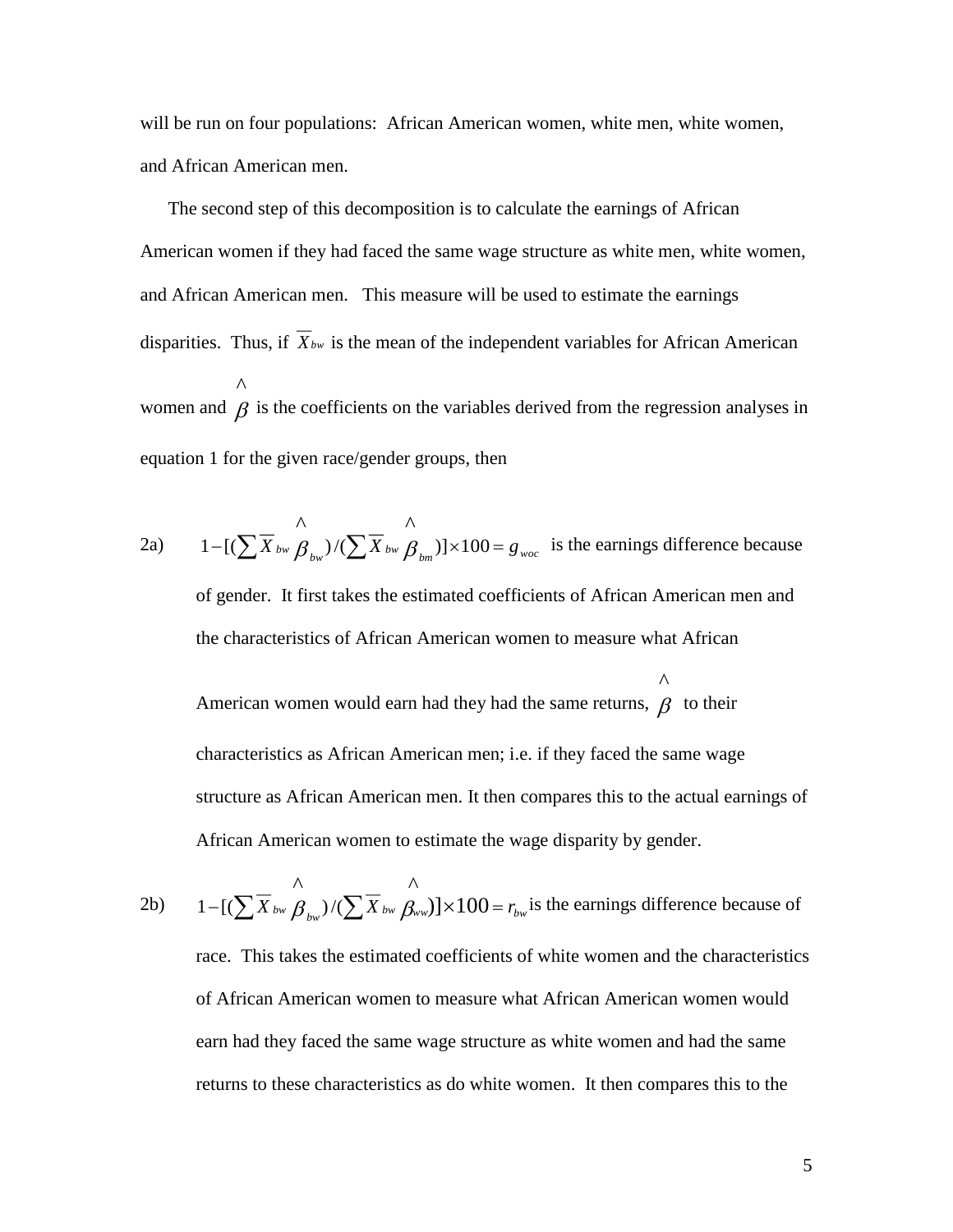will be run on four populations: African American women, white men, white women, and African American men.

The second step of this decomposition is to calculate the earnings of African American women if they had faced the same wage structure as white men, white women, and African American men. This measure will be used to estimate the earnings disparities. Thus, if $\overline{X}_{bw}$ is the mean of the independent variables for African American women and $\hat{\beta}$ is the coefficients on the variables derived from the regression analyses in equation 1 for the given race/gender groups, then

2a) $1-[(\sum \overline{X}_{bw}\hat{\beta}_{bw})/(\sum \overline{X}_{bw}\hat{\beta}_{bm})]\times 100 = g_{woc}$ is the earnings difference because of gender. It first takes the estimated coefficients of African American men and the characteristics of African American women to measure what African American women would earn had they had the same returns, $\hat{\beta}$ to their characteristics as African American men; i.e. if they faced the same wage structure as African American men. It then compares this to the actual earnings of African American women to estimate the wage disparity by gender.

2b) $1-[(\sum \overline{X}_{bw}\hat{\beta}_{bw})/(\sum \overline{X}_{bw}\hat{\beta}_{ww})]\times 100 = r_{bw}$ is the earnings difference because of race. This takes the estimated coefficients of white women and the characteristics of African American women to measure what African American women would earn had they faced the same wage structure as white women and had the same returns to these characteristics as do white women. It then compares this to the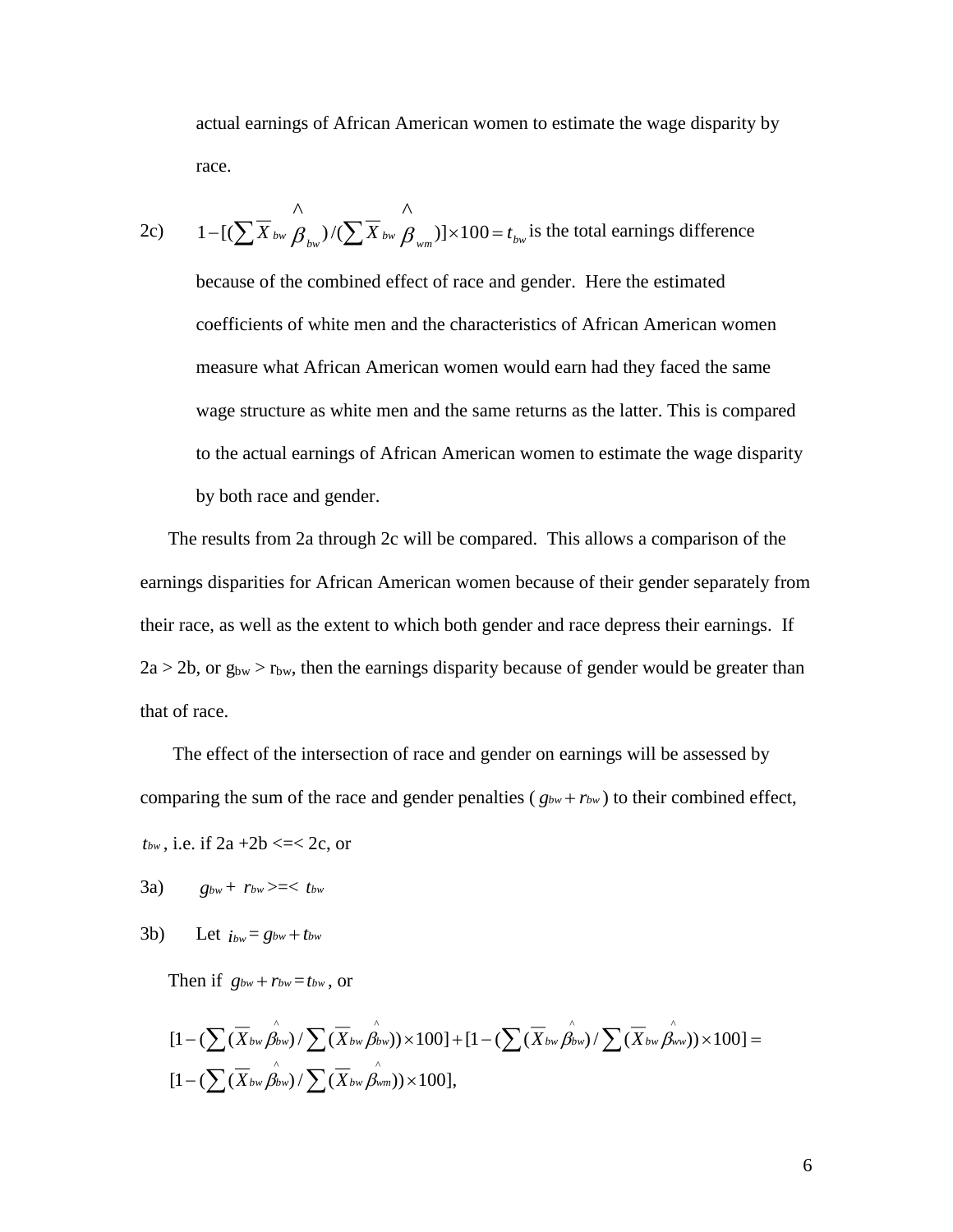actual earnings of African American women to estimate the wage disparity by race.

2c) $1-[(\sum \overline{X}_{bw}\hat{\beta}_{bw})/(\sum \overline{X}_{bw}\hat{\beta}_{wm})]\times 100 = t_{bw}$ is the total earnings difference because of the combined effect of race and gender. Here the estimated coefficients of white men and the characteristics of African American women measure what African American women would earn had they faced the same wage structure as white men and the same returns as the latter. This is compared to the actual earnings of African American women to estimate the wage disparity by both race and gender.

The results from 2a through 2c will be compared. This allows a comparison of the earnings disparities for African American women because of their gender separately from their race, as well as the extent to which both gender and race depress their earnings. If 2a > 2b, or $g_{bw} > r_{bw}$, then the earnings disparity because of gender would be greater than that of race.

The effect of the intersection of race and gender on earnings will be assessed by comparing the sum of the race and gender penalties ($g_{bw} + r_{bw}$) to their combined effect, $t_{bw}$, i.e. if 2a +2b <=< 2c, or

3a) $g_{bw} + r_{bw} >=< t_{bw}$

3b) Let $i_{bw} = g_{bw} + t_{bw}$

Then if $g_{bw} + r_{bw} = t_{bw}$, or

$$[1-(\sum(\overline{X}_{bw}\hat{\beta}_{bw})/\sum(\overline{X}_{bw}\hat{\beta}_{bw}))\times 100] + [1-(\sum(\overline{X}_{bw}\hat{\beta}_{bw})/\sum(\overline{X}_{bw}\hat{\beta}_{ww}))\times 100] =$$
$$[1-(\sum(\overline{X}_{bw}\hat{\beta}_{bw})/\sum(\overline{X}_{bw}\hat{\beta}_{wm}))\times 100],$$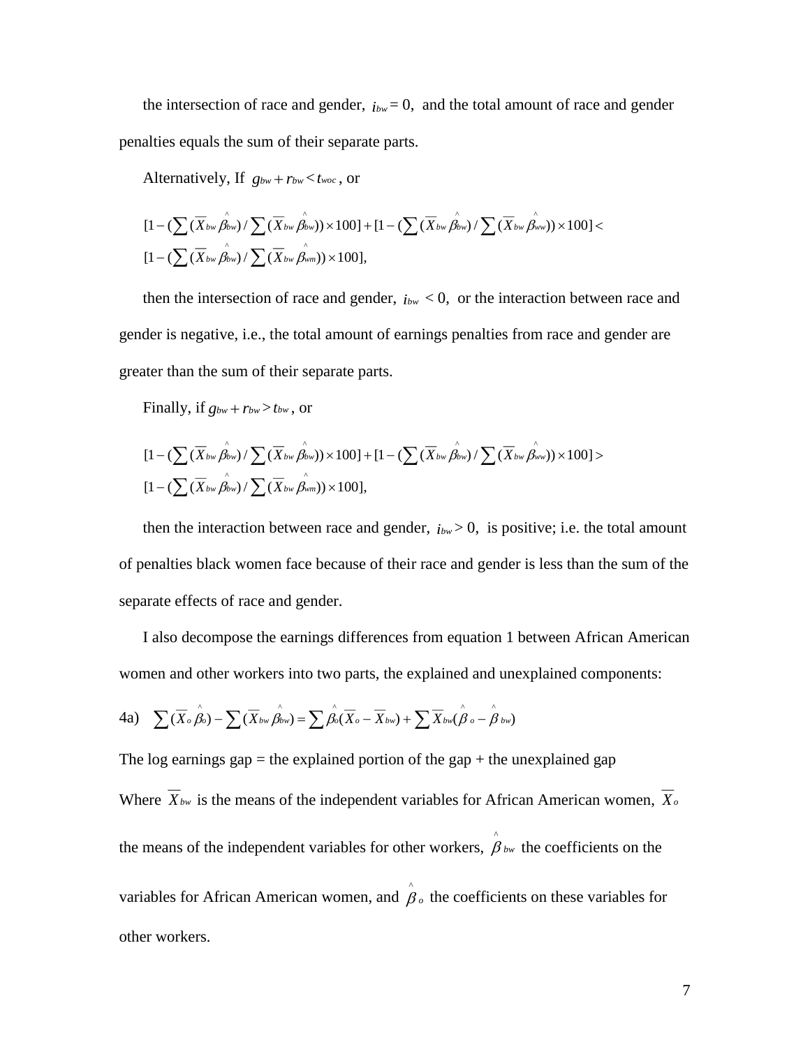the intersection of race and gender, $i_{bw} = 0$, and the total amount of race and gender penalties equals the sum of their separate parts.

Alternatively, If $g_{bw} + r_{bw} < t_{woc}$, or

$$[1-(\sum(\overline{X}_{bw}\hat{\beta}_{bw})/\sum(\overline{X}_{bw}\hat{\beta}_{bw}))\times 100]+[1-(\sum(\overline{X}_{bw}\hat{\beta}_{bw})/\sum(\overline{X}_{bw}\hat{\beta}_{ww}))\times 100]<$$
$$[1-(\sum(\overline{X}_{bw}\hat{\beta}_{bw})/\sum(\overline{X}_{bw}\hat{\beta}_{wm}))\times 100],$$

then the intersection of race and gender, $i_{bw} < 0$, or the interaction between race and gender is negative, i.e., the total amount of earnings penalties from race and gender are greater than the sum of their separate parts.

Finally, if $g_{bw} + r_{bw} > t_{bw}$, or

$$[1-(\sum(\overline{X}_{bw}\hat{\beta}_{bw})/\sum(\overline{X}_{bw}\hat{\beta}_{bw}))\times 100]+[1-(\sum(\overline{X}_{bw}\hat{\beta}_{bw})/\sum(\overline{X}_{bw}\hat{\beta}_{ww}))\times 100]>$$
$$[1-(\sum(\overline{X}_{bw}\hat{\beta}_{bw})/\sum(\overline{X}_{bw}\hat{\beta}_{wm}))\times 100],$$

then the interaction between race and gender, $i_{bw} > 0$, is positive; i.e. the total amount of penalties black women face because of their race and gender is less than the sum of the separate effects of race and gender.

I also decompose the earnings differences from equation 1 between African American women and other workers into two parts, the explained and unexplained components:

$$\text{4a)} \quad \sum(\overline{X}_{o}\hat{\beta}_{o})-\sum(\overline{X}_{bw}\hat{\beta}_{bw})=\sum\hat{\beta}_{o}(\overline{X}_{o}-\overline{X}_{bw})+\sum\overline{X}_{bw}(\hat{\beta}_{o}-\hat{\beta}_{bw})$$

The log earnings gap = the explained portion of the gap + the unexplained gap

Where $\overline{X}_{bw}$ is the means of the independent variables for African American women, $\overline{X}_{o}$ the means of the independent variables for other workers, $\hat{\beta}_{bw}$ the coefficients on the variables for African American women, and $\hat{\beta}_{o}$ the coefficients on these variables for other workers.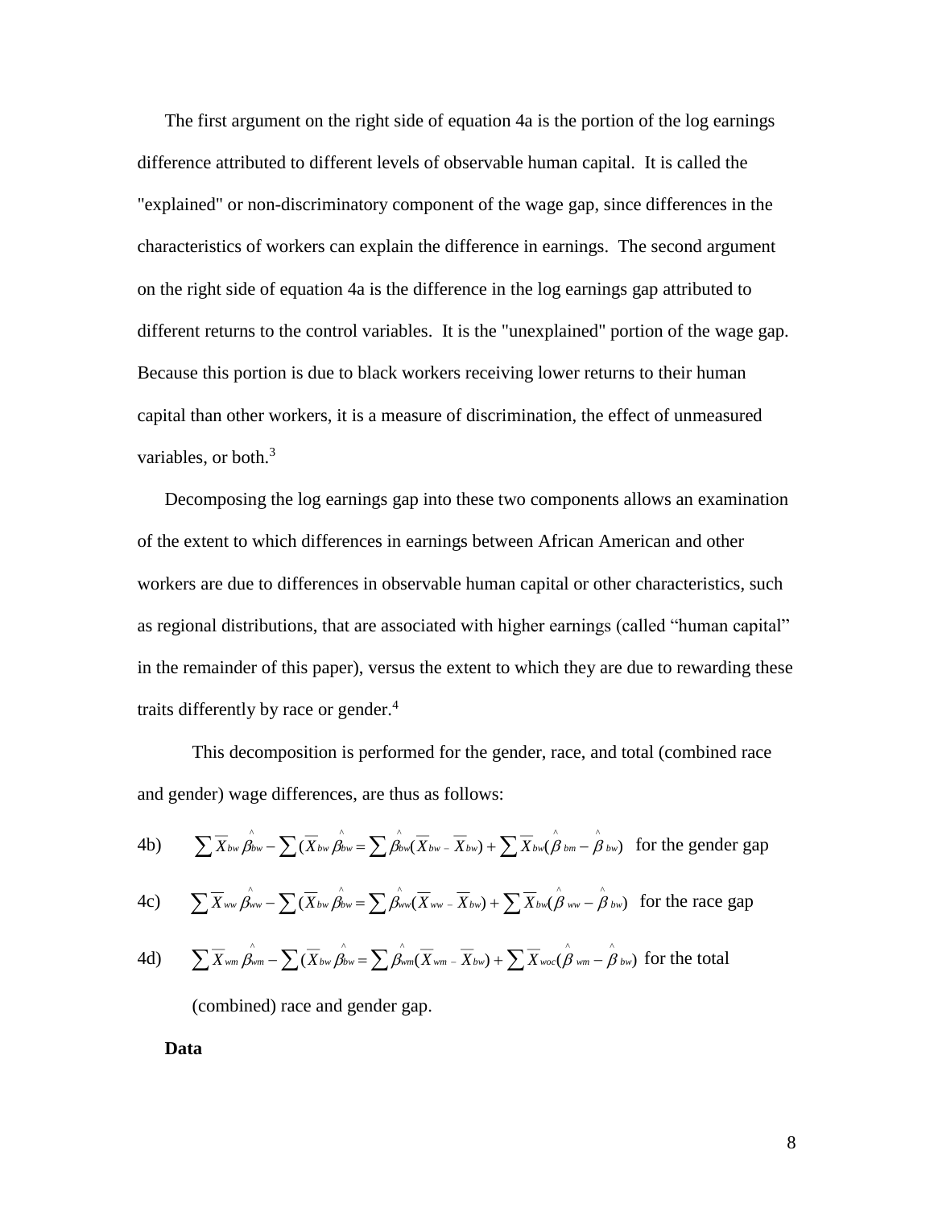The first argument on the right side of equation 4a is the portion of the log earnings difference attributed to different levels of observable human capital. It is called the "explained" or non-discriminatory component of the wage gap, since differences in the characteristics of workers can explain the difference in earnings. The second argument on the right side of equation 4a is the difference in the log earnings gap attributed to different returns to the control variables. It is the "unexplained" portion of the wage gap. Because this portion is due to black workers receiving lower returns to their human capital than other workers, it is a measure of discrimination, the effect of unmeasured variables, or both.[3]

Decomposing the log earnings gap into these two components allows an examination of the extent to which differences in earnings between African American and other workers are due to differences in observable human capital or other characteristics, such as regional distributions, that are associated with higher earnings (called "human capital" in the remainder of this paper), versus the extent to which they are due to rewarding these traits differently by race or gender.[4]

This decomposition is performed for the gender, race, and total (combined race and gender) wage differences, are thus as follows:

4b) $\sum \overline{X}_{bw} \hat{\beta}_{bw} - \sum (\overline{X}_{bw} \hat{\beta}_{bw} = \sum \hat{\beta}_{bw} (\overline{X}_{bw} - \overline{X}_{bw}) + \sum \overline{X}_{bw} (\hat{\beta}_{bm} - \hat{\beta}_{bw})$ for the gender gap

4c) $\sum \overline{X}_{ww} \hat{\beta}_{ww} - \sum (\overline{X}_{bw} \hat{\beta}_{bw} = \sum \hat{\beta}_{ww} (\overline{X}_{ww} - \overline{X}_{bw}) + \sum \overline{X}_{bw} (\hat{\beta}_{ww} - \hat{\beta}_{bw})$ for the race gap

4d) $\sum \overline{X}_{wm} \hat{\beta}_{wm} - \sum (\overline{X}_{bw} \hat{\beta}_{bw} = \sum \hat{\beta}_{wm} (\overline{X}_{wm} - \overline{X}_{bw}) + \sum \overline{X}_{woc} (\hat{\beta}_{wm} - \hat{\beta}_{bw})$ for the total (combined) race and gender gap.

**Data**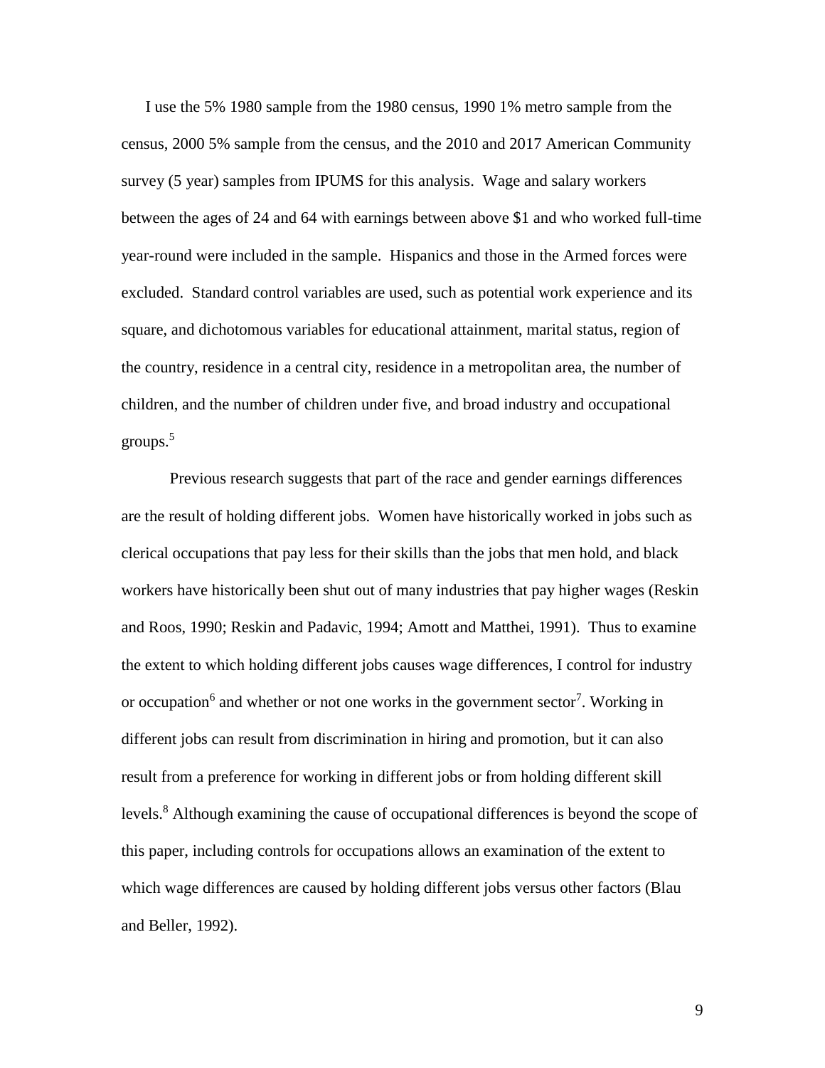I use the 5% 1980 sample from the 1980 census, 1990 1% metro sample from the census, 2000 5% sample from the census, and the 2010 and 2017 American Community survey (5 year) samples from IPUMS for this analysis. Wage and salary workers between the ages of 24 and 64 with earnings between above $1 and who worked full-time year-round were included in the sample. Hispanics and those in the Armed forces were excluded. Standard control variables are used, such as potential work experience and its square, and dichotomous variables for educational attainment, marital status, region of the country, residence in a central city, residence in a metropolitan area, the number of children, and the number of children under five, and broad industry and occupational groups.[5]

Previous research suggests that part of the race and gender earnings differences are the result of holding different jobs. Women have historically worked in jobs such as clerical occupations that pay less for their skills than the jobs that men hold, and black workers have historically been shut out of many industries that pay higher wages (Reskin and Roos, 1990; Reskin and Padavic, 1994; Amott and Matthei, 1991). Thus to examine the extent to which holding different jobs causes wage differences, I control for industry or occupation[6] and whether or not one works in the government sector[7]. Working in different jobs can result from discrimination in hiring and promotion, but it can also result from a preference for working in different jobs or from holding different skill levels.[8] Although examining the cause of occupational differences is beyond the scope of this paper, including controls for occupations allows an examination of the extent to which wage differences are caused by holding different jobs versus other factors (Blau and Beller, 1992).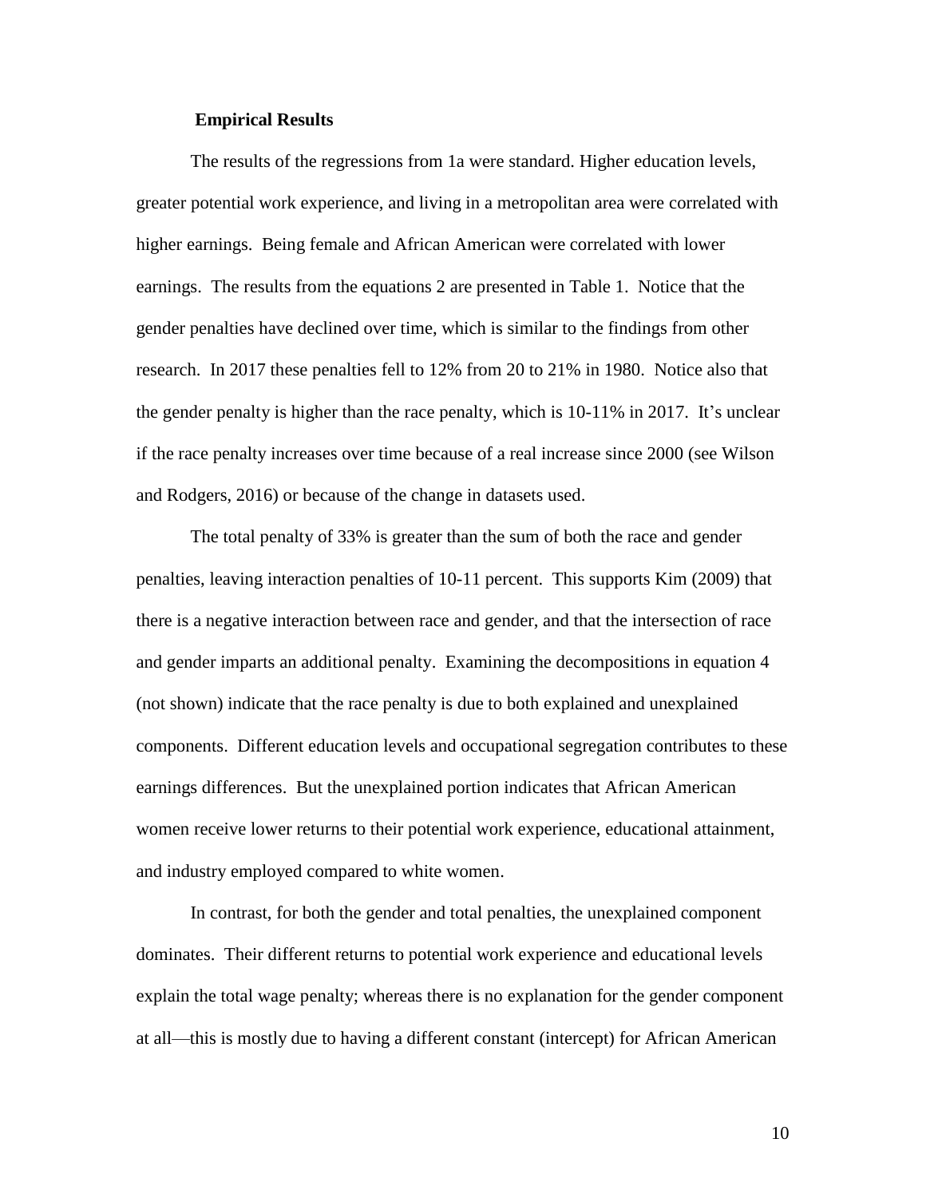### Empirical Results

The results of the regressions from 1a were standard. Higher education levels, greater potential work experience, and living in a metropolitan area were correlated with higher earnings. Being female and African American were correlated with lower earnings. The results from the equations 2 are presented in Table 1. Notice that the gender penalties have declined over time, which is similar to the findings from other research. In 2017 these penalties fell to 12% from 20 to 21% in 1980. Notice also that the gender penalty is higher than the race penalty, which is 10-11% in 2017. It's unclear if the race penalty increases over time because of a real increase since 2000 (see Wilson and Rodgers, 2016) or because of the change in datasets used.

The total penalty of 33% is greater than the sum of both the race and gender penalties, leaving interaction penalties of 10-11 percent. This supports Kim (2009) that there is a negative interaction between race and gender, and that the intersection of race and gender imparts an additional penalty. Examining the decompositions in equation 4 (not shown) indicate that the race penalty is due to both explained and unexplained components. Different education levels and occupational segregation contributes to these earnings differences. But the unexplained portion indicates that African American women receive lower returns to their potential work experience, educational attainment, and industry employed compared to white women.

In contrast, for both the gender and total penalties, the unexplained component dominates. Their different returns to potential work experience and educational levels explain the total wage penalty; whereas there is no explanation for the gender component at all—this is mostly due to having a different constant (intercept) for African American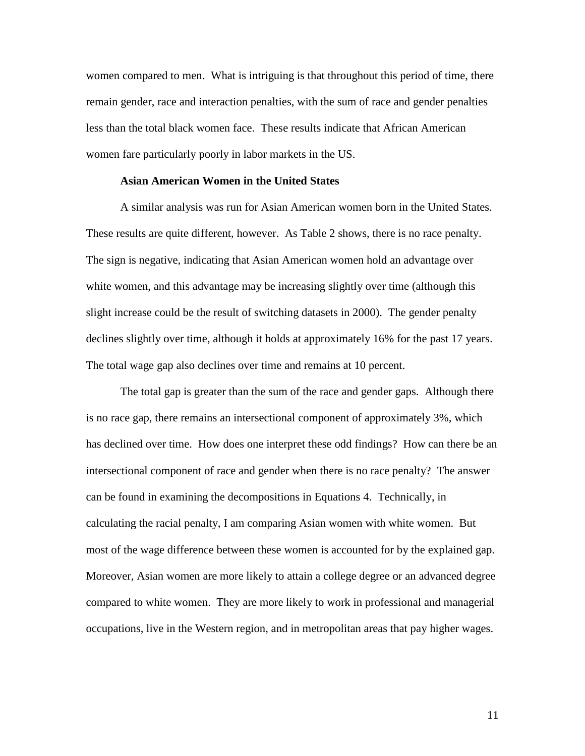women compared to men. What is intriguing is that throughout this period of time, there remain gender, race and interaction penalties, with the sum of race and gender penalties less than the total black women face. These results indicate that African American women fare particularly poorly in labor markets in the US.

**Asian American Women in the United States**

A similar analysis was run for Asian American women born in the United States. These results are quite different, however. As Table 2 shows, there is no race penalty. The sign is negative, indicating that Asian American women hold an advantage over white women, and this advantage may be increasing slightly over time (although this slight increase could be the result of switching datasets in 2000). The gender penalty declines slightly over time, although it holds at approximately 16% for the past 17 years. The total wage gap also declines over time and remains at 10 percent.

The total gap is greater than the sum of the race and gender gaps. Although there is no race gap, there remains an intersectional component of approximately 3%, which has declined over time. How does one interpret these odd findings? How can there be an intersectional component of race and gender when there is no race penalty? The answer can be found in examining the decompositions in Equations 4. Technically, in calculating the racial penalty, I am comparing Asian women with white women. But most of the wage difference between these women is accounted for by the explained gap. Moreover, Asian women are more likely to attain a college degree or an advanced degree compared to white women. They are more likely to work in professional and managerial occupations, live in the Western region, and in metropolitan areas that pay higher wages.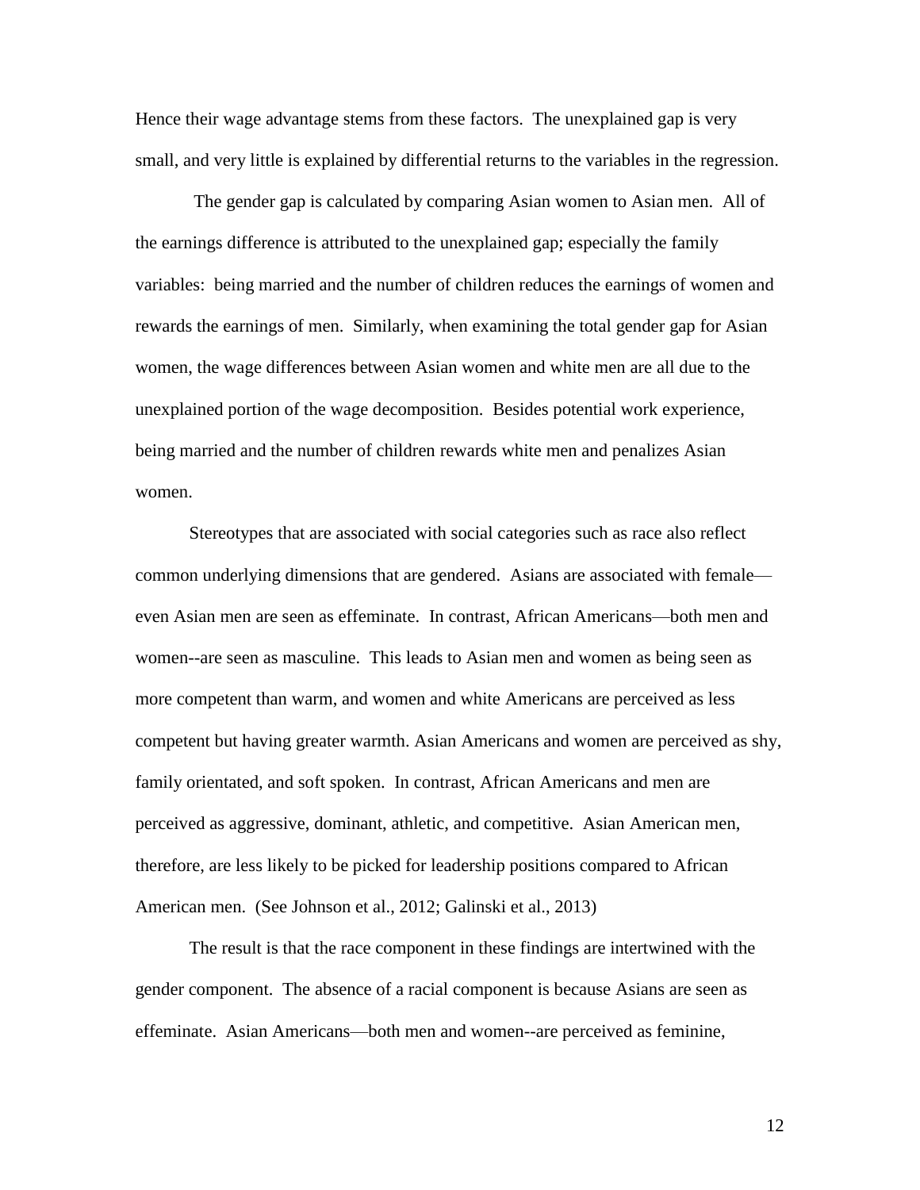Hence their wage advantage stems from these factors. The unexplained gap is very small, and very little is explained by differential returns to the variables in the regression.

The gender gap is calculated by comparing Asian women to Asian men. All of the earnings difference is attributed to the unexplained gap; especially the family variables: being married and the number of children reduces the earnings of women and rewards the earnings of men. Similarly, when examining the total gender gap for Asian women, the wage differences between Asian women and white men are all due to the unexplained portion of the wage decomposition. Besides potential work experience, being married and the number of children rewards white men and penalizes Asian women.

Stereotypes that are associated with social categories such as race also reflect common underlying dimensions that are gendered. Asians are associated with female—even Asian men are seen as effeminate. In contrast, African Americans—both men and women--are seen as masculine. This leads to Asian men and women as being seen as more competent than warm, and women and white Americans are perceived as less competent but having greater warmth. Asian Americans and women are perceived as shy, family orientated, and soft spoken. In contrast, African Americans and men are perceived as aggressive, dominant, athletic, and competitive. Asian American men, therefore, are less likely to be picked for leadership positions compared to African American men. (See Johnson et al., 2012; Galinski et al., 2013)

The result is that the race component in these findings are intertwined with the gender component. The absence of a racial component is because Asians are seen as effeminate. Asian Americans—both men and women--are perceived as feminine,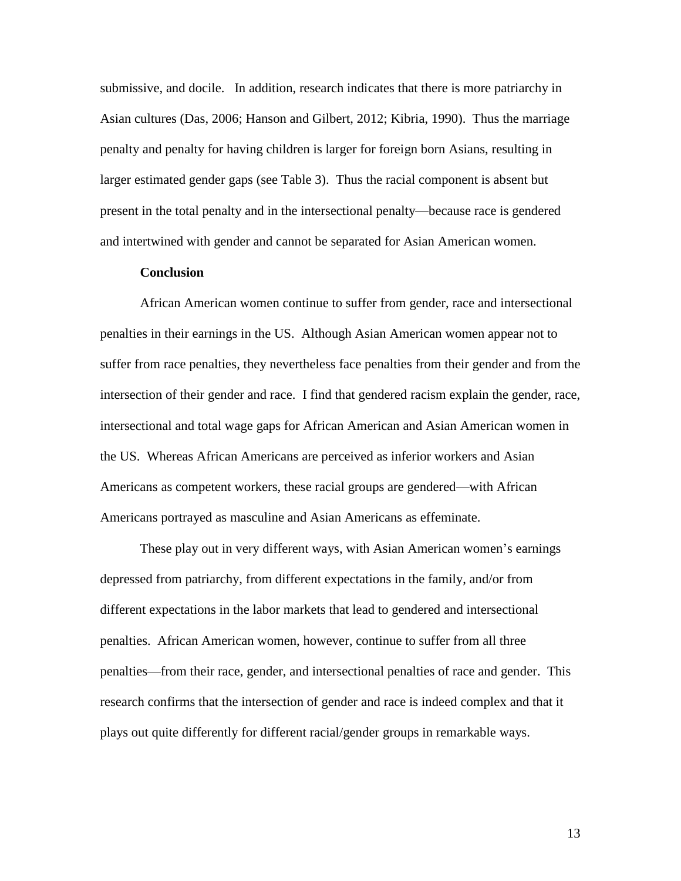submissive, and docile. In addition, research indicates that there is more patriarchy in Asian cultures (Das, 2006; Hanson and Gilbert, 2012; Kibria, 1990). Thus the marriage penalty and penalty for having children is larger for foreign born Asians, resulting in larger estimated gender gaps (see Table 3). Thus the racial component is absent but present in the total penalty and in the intersectional penalty—because race is gendered and intertwined with gender and cannot be separated for Asian American women.

## Conclusion

African American women continue to suffer from gender, race and intersectional penalties in their earnings in the US. Although Asian American women appear not to suffer from race penalties, they nevertheless face penalties from their gender and from the intersection of their gender and race. I find that gendered racism explain the gender, race, intersectional and total wage gaps for African American and Asian American women in the US. Whereas African Americans are perceived as inferior workers and Asian Americans as competent workers, these racial groups are gendered—with African Americans portrayed as masculine and Asian Americans as effeminate.

These play out in very different ways, with Asian American women's earnings depressed from patriarchy, from different expectations in the family, and/or from different expectations in the labor markets that lead to gendered and intersectional penalties. African American women, however, continue to suffer from all three penalties—from their race, gender, and intersectional penalties of race and gender. This research confirms that the intersection of gender and race is indeed complex and that it plays out quite differently for different racial/gender groups in remarkable ways.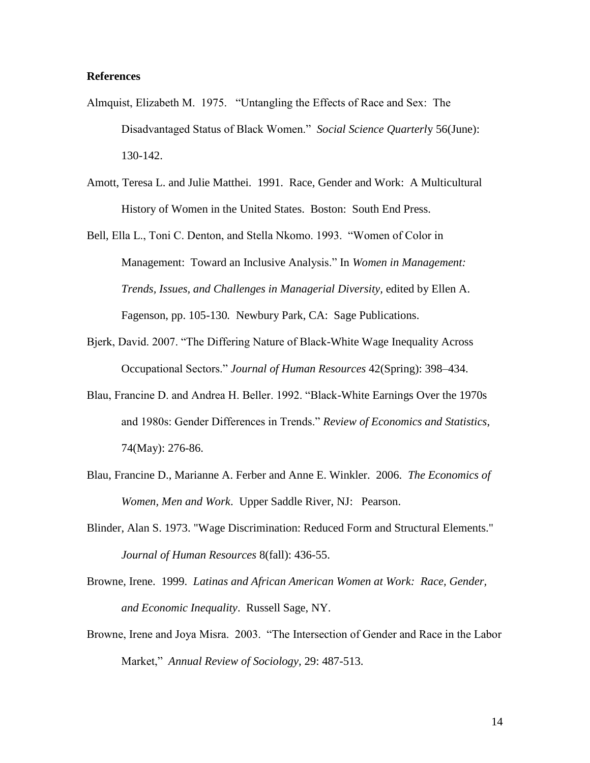**References**

Almquist, Elizabeth M. 1975. "Untangling the Effects of Race and Sex: The Disadvantaged Status of Black Women." *Social Science Quarterl*y 56(June): 130-142.

Amott, Teresa L. and Julie Matthei. 1991. Race, Gender and Work: A Multicultural History of Women in the United States. Boston: South End Press.

Bell, Ella L., Toni C. Denton, and Stella Nkomo. 1993. "Women of Color in Management: Toward an Inclusive Analysis." In *Women in Management: Trends, Issues, and Challenges in Managerial Diversity,* edited by Ellen A. Fagenson, pp. 105-130*.* Newbury Park, CA: Sage Publications.

Bjerk, David. 2007. "The Differing Nature of Black-White Wage Inequality Across Occupational Sectors." *Journal of Human Resources* 42(Spring): 398–434.

Blau, Francine D. and Andrea H. Beller. 1992. "Black-White Earnings Over the 1970s and 1980s: Gender Differences in Trends." *Review of Economics and Statistics*, 74(May): 276-86.

Blau, Francine D., Marianne A. Ferber and Anne E. Winkler. 2006. *The Economics of Women, Men and Work*. Upper Saddle River, NJ: Pearson.

Blinder, Alan S. 1973. "Wage Discrimination: Reduced Form and Structural Elements." *Journal of Human Resources* 8(fall): 436-55.

Browne, Irene. 1999. *Latinas and African American Women at Work: Race, Gender, and Economic Inequality*. Russell Sage, NY.

Browne, Irene and Joya Misra. 2003. "The Intersection of Gender and Race in the Labor Market," *Annual Review of Sociology*, 29: 487-513.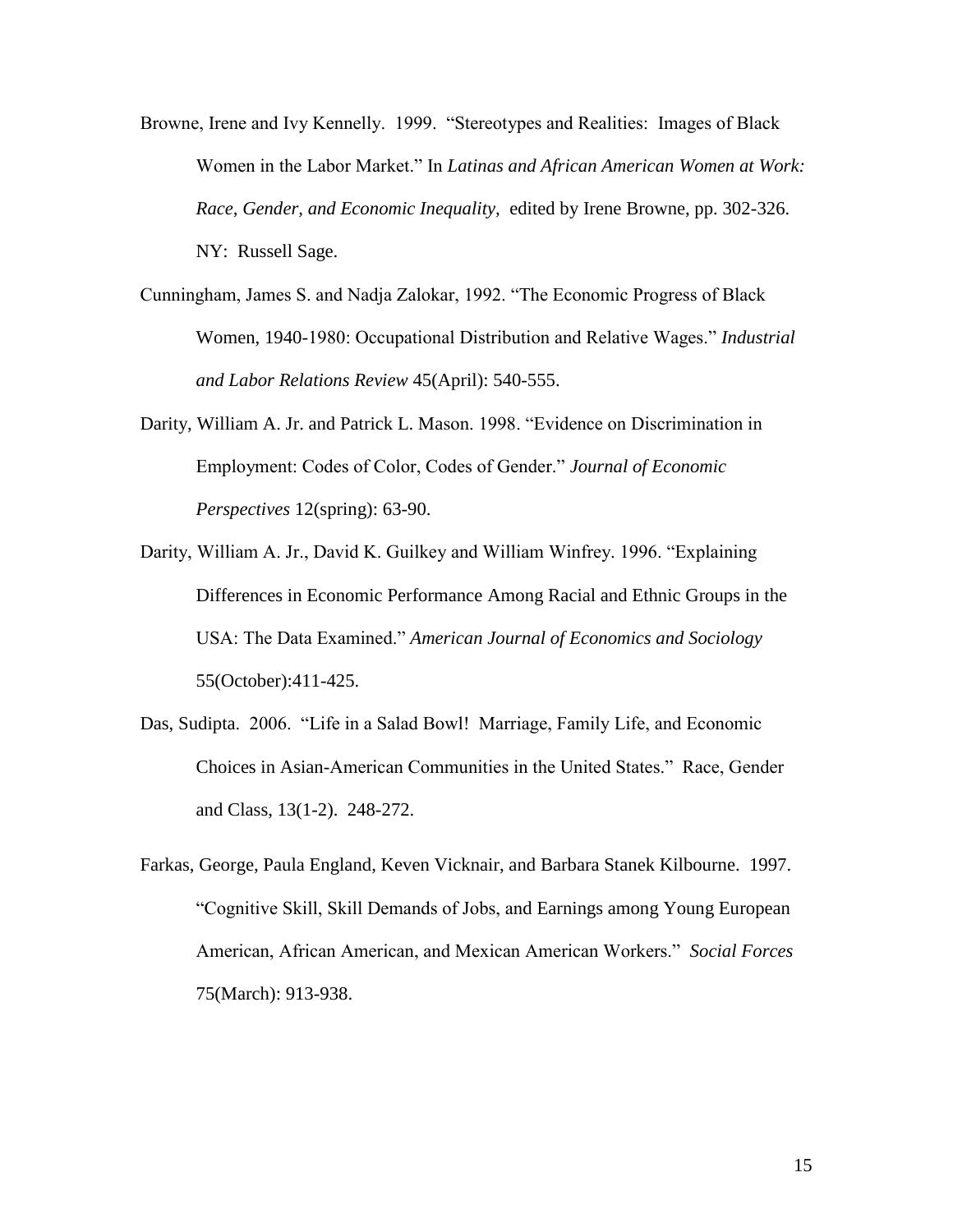Browne, Irene and Ivy Kennelly. 1999. "Stereotypes and Realities: Images of Black Women in the Labor Market." In *Latinas and African American Women at Work: Race, Gender, and Economic Inequality,* edited by Irene Browne, pp. 302-326. NY: Russell Sage.

Cunningham, James S. and Nadja Zalokar, 1992. "The Economic Progress of Black Women, 1940-1980: Occupational Distribution and Relative Wages." *Industrial and Labor Relations Review* 45(April): 540-555.

Darity, William A. Jr. and Patrick L. Mason. 1998. "Evidence on Discrimination in Employment: Codes of Color, Codes of Gender." *Journal of Economic Perspectives* 12(spring): 63-90.

Darity, William A. Jr., David K. Guilkey and William Winfrey. 1996. "Explaining Differences in Economic Performance Among Racial and Ethnic Groups in the USA: The Data Examined." *American Journal of Economics and Sociology* 55(October):411-425.

Das, Sudipta. 2006. "Life in a Salad Bowl! Marriage, Family Life, and Economic Choices in Asian-American Communities in the United States." Race, Gender and Class, 13(1-2). 248-272.

Farkas, George, Paula England, Keven Vicknair, and Barbara Stanek Kilbourne. 1997. "Cognitive Skill, Skill Demands of Jobs, and Earnings among Young European American, African American, and Mexican American Workers." *Social Forces* 75(March): 913-938.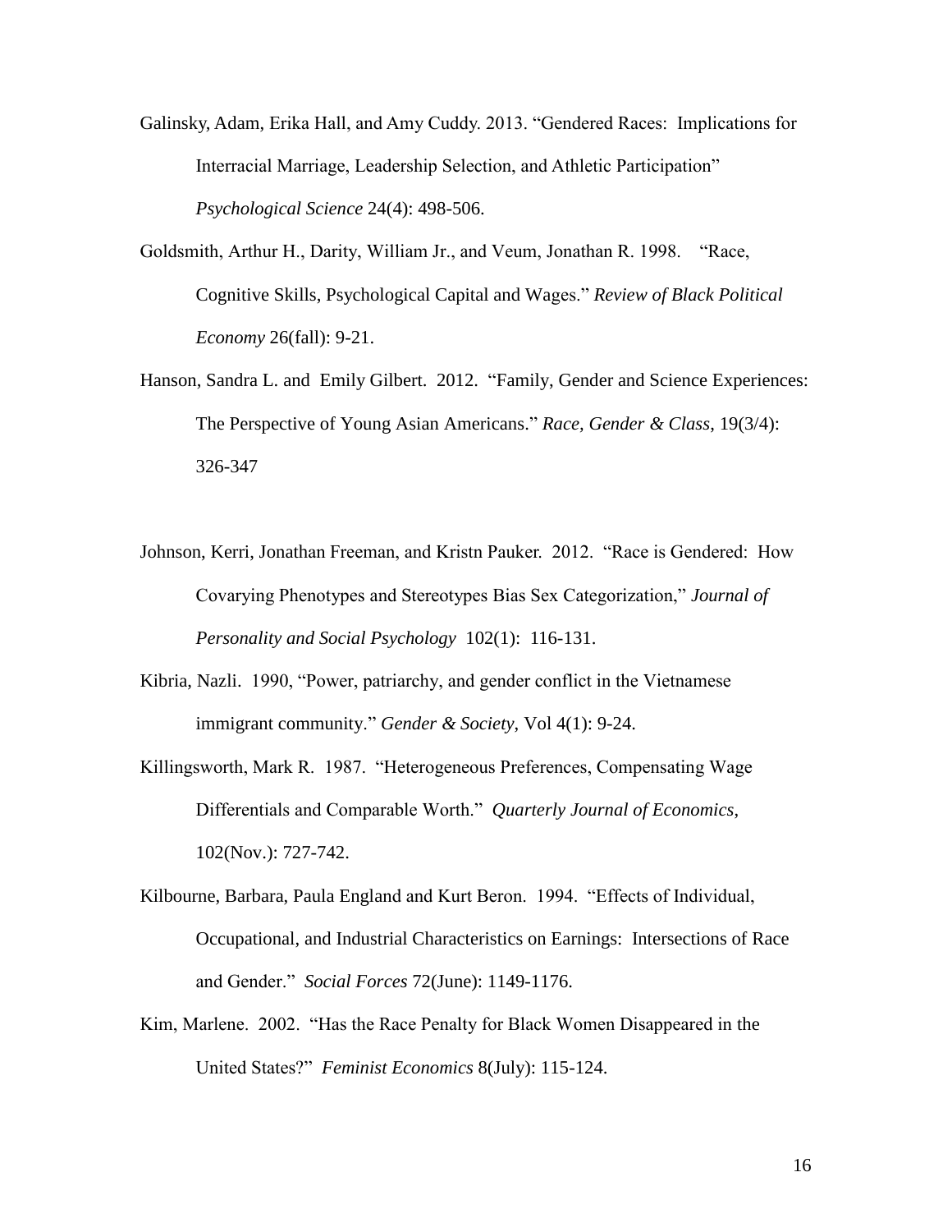Galinsky, Adam, Erika Hall, and Amy Cuddy. 2013. "Gendered Races: Implications for Interracial Marriage, Leadership Selection, and Athletic Participation" *Psychological Science* 24(4): 498-506.

Goldsmith, Arthur H., Darity, William Jr., and Veum, Jonathan R. 1998. "Race, Cognitive Skills, Psychological Capital and Wages." *Review of Black Political Economy* 26(fall): 9-21.

Hanson, Sandra L. and Emily Gilbert. 2012. "Family, Gender and Science Experiences: The Perspective of Young Asian Americans." *Race, Gender & Class*, 19(3/4): 326-347

Johnson, Kerri, Jonathan Freeman, and Kristn Pauker. 2012. "Race is Gendered: How Covarying Phenotypes and Stereotypes Bias Sex Categorization," *Journal of Personality and Social Psychology* 102(1): 116-131.

Kibria, Nazli. 1990, "Power, patriarchy, and gender conflict in the Vietnamese immigrant community." *Gender & Society*, Vol 4(1): 9-24.

Killingsworth, Mark R. 1987. "Heterogeneous Preferences, Compensating Wage Differentials and Comparable Worth." *Quarterly Journal of Economics*, 102(Nov.): 727-742.

Kilbourne, Barbara, Paula England and Kurt Beron. 1994. "Effects of Individual, Occupational, and Industrial Characteristics on Earnings: Intersections of Race and Gender." *Social Forces* 72(June): 1149-1176.

Kim, Marlene. 2002. "Has the Race Penalty for Black Women Disappeared in the United States?" *Feminist Economics* 8(July): 115-124.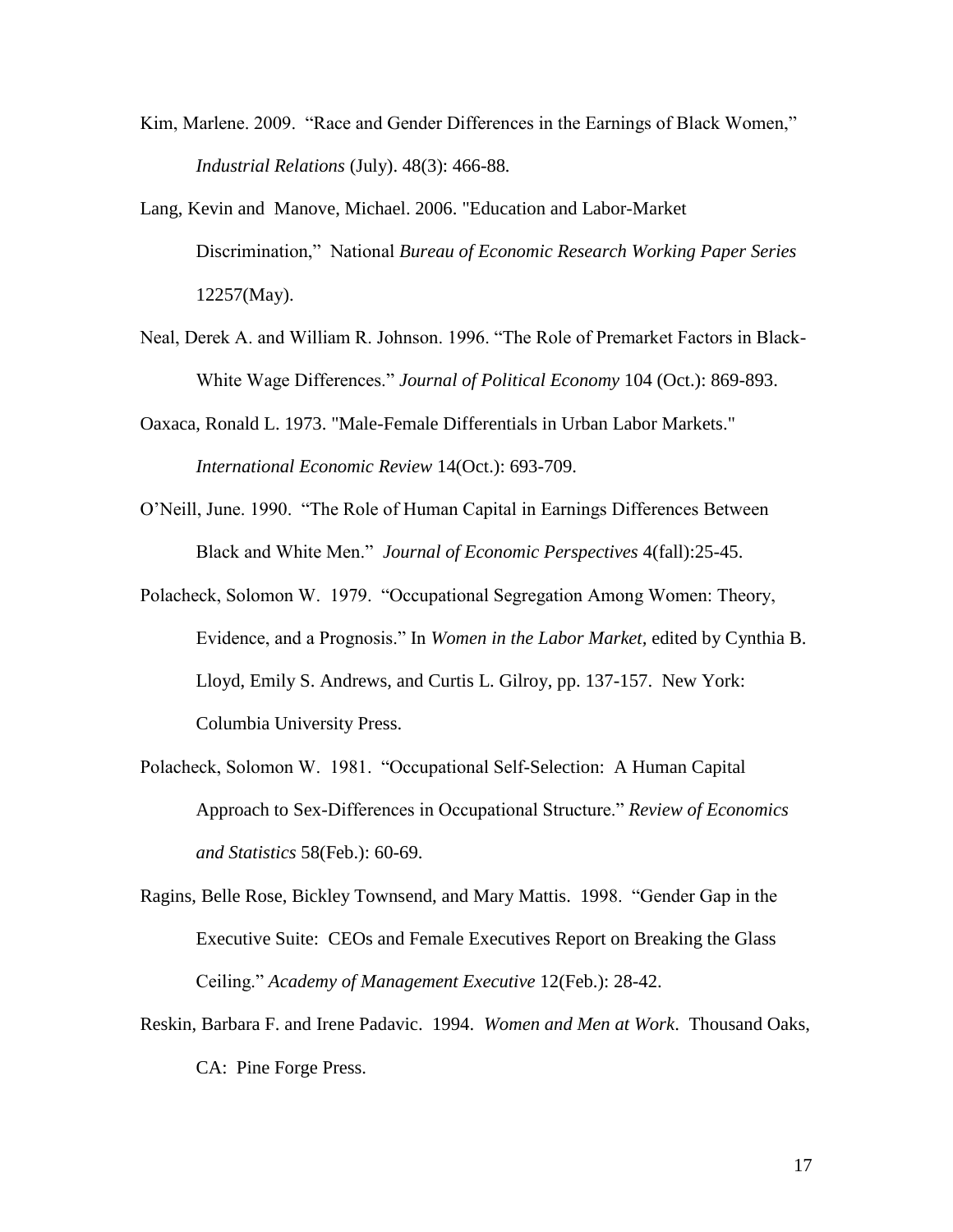Kim, Marlene. 2009. "Race and Gender Differences in the Earnings of Black Women," *Industrial Relations* (July). 48(3): 466-88.

Lang, Kevin and Manove, Michael. 2006. "Education and Labor-Market Discrimination," National *Bureau of Economic Research Working Paper Series* 12257(May).

Neal, Derek A. and William R. Johnson. 1996. "The Role of Premarket Factors in Black-White Wage Differences." *Journal of Political Economy* 104 (Oct.): 869-893.

Oaxaca, Ronald L. 1973. "Male-Female Differentials in Urban Labor Markets." *International Economic Review* 14(Oct.): 693-709.

O'Neill, June. 1990. "The Role of Human Capital in Earnings Differences Between Black and White Men." *Journal of Economic Perspectives* 4(fall):25-45.

Polacheck, Solomon W. 1979. "Occupational Segregation Among Women: Theory, Evidence, and a Prognosis." In *Women in the Labor Market,* edited by Cynthia B. Lloyd, Emily S. Andrews, and Curtis L. Gilroy, pp. 137-157. New York: Columbia University Press.

Polacheck, Solomon W. 1981. "Occupational Self-Selection: A Human Capital Approach to Sex-Differences in Occupational Structure." *Review of Economics and Statistics* 58(Feb.): 60-69.

Ragins, Belle Rose, Bickley Townsend, and Mary Mattis. 1998. "Gender Gap in the Executive Suite: CEOs and Female Executives Report on Breaking the Glass Ceiling." *Academy of Management Executive* 12(Feb.): 28-42.

Reskin, Barbara F. and Irene Padavic. 1994. *Women and Men at Work*. Thousand Oaks, CA: Pine Forge Press.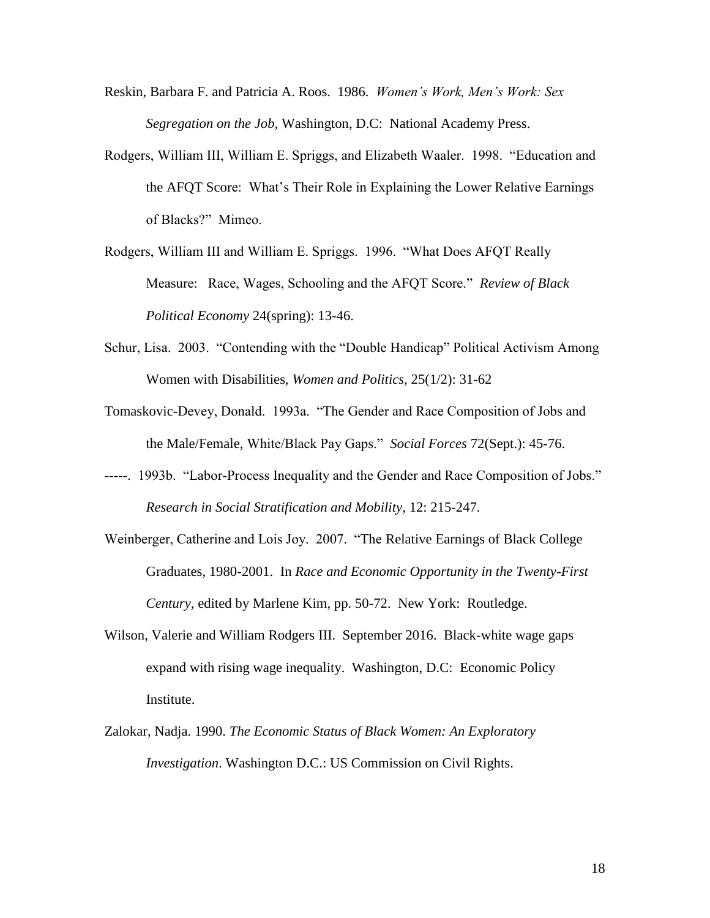Reskin, Barbara F. and Patricia A. Roos. 1986. *Women's Work, Men's Work: Sex Segregation on the Job,* Washington, D.C: National Academy Press.

Rodgers, William III, William E. Spriggs, and Elizabeth Waaler. 1998. "Education and the AFQT Score: What's Their Role in Explaining the Lower Relative Earnings of Blacks?" Mimeo.

Rodgers, William III and William E. Spriggs. 1996. "What Does AFQT Really Measure: Race, Wages, Schooling and the AFQT Score." *Review of Black Political Economy* 24(spring): 13-46.

Schur, Lisa. 2003. "Contending with the "Double Handicap" Political Activism Among Women with Disabilities, *Women and Politics,* 25(1/2): 31-62

Tomaskovic-Devey, Donald. 1993a. "The Gender and Race Composition of Jobs and the Male/Female, White/Black Pay Gaps." *Social Forces* 72(Sept.): 45-76.

-----. 1993b. "Labor-Process Inequality and the Gender and Race Composition of Jobs." *Research in Social Stratification and Mobility*, 12: 215-247.

Weinberger, Catherine and Lois Joy. 2007. "The Relative Earnings of Black College Graduates, 1980-2001. In *Race and Economic Opportunity in the Twenty-First Century,* edited by Marlene Kim, pp. 50-72. New York: Routledge.

Wilson, Valerie and William Rodgers III. September 2016. Black-white wage gaps expand with rising wage inequality. Washington, D.C: Economic Policy Institute.

Zalokar, Nadja. 1990. *The Economic Status of Black Women: An Exploratory Investigation*. Washington D.C.: US Commission on Civil Rights.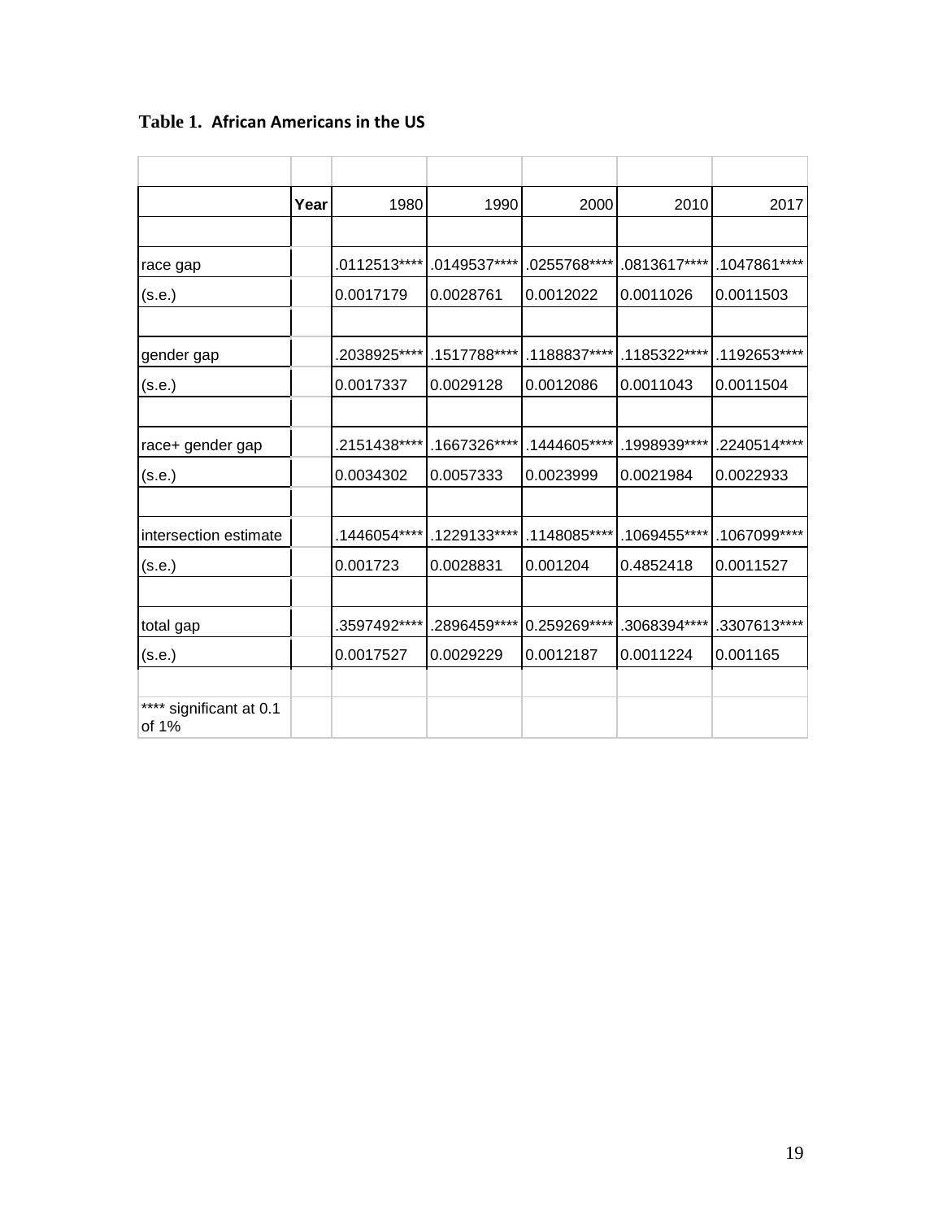**Table 1. African Americans in the US**

| | Year | 1980 | 1990 | 2000 | 2010 | 2017 |
|---|---|---|---|---|---|---|
| race gap | | .0112513**** | .0149537**** | .0255768**** | .0813617**** | .1047861**** |
| (s.e.) | | 0.0017179 | 0.0028761 | 0.0012022 | 0.0011026 | 0.0011503 |
| gender gap | | .2038925**** | .1517788**** | .1188837**** | .1185322**** | .1192653**** |
| (s.e.) | | 0.0017337 | 0.0029128 | 0.0012086 | 0.0011043 | 0.0011504 |
| race+ gender gap | | .2151438**** | .1667326**** | .1444605**** | .1998939**** | .2240514**** |
| (s.e.) | | 0.0034302 | 0.0057333 | 0.0023999 | 0.0021984 | 0.0022933 |
| intersection estimate | | .1446054**** | .1229133**** | .1148085**** | .1069455**** | .1067099**** |
| (s.e.) | | 0.001723 | 0.0028831 | 0.001204 | 0.4852418 | 0.0011527 |
| total gap | | .3597492**** | .2896459**** | 0.259269**** | .3068394**** | .3307613**** |
| (s.e.) | | 0.0017527 | 0.0029229 | 0.0012187 | 0.0011224 | 0.001165 |
| **** significant at 0.1 of 1% | | | | | | |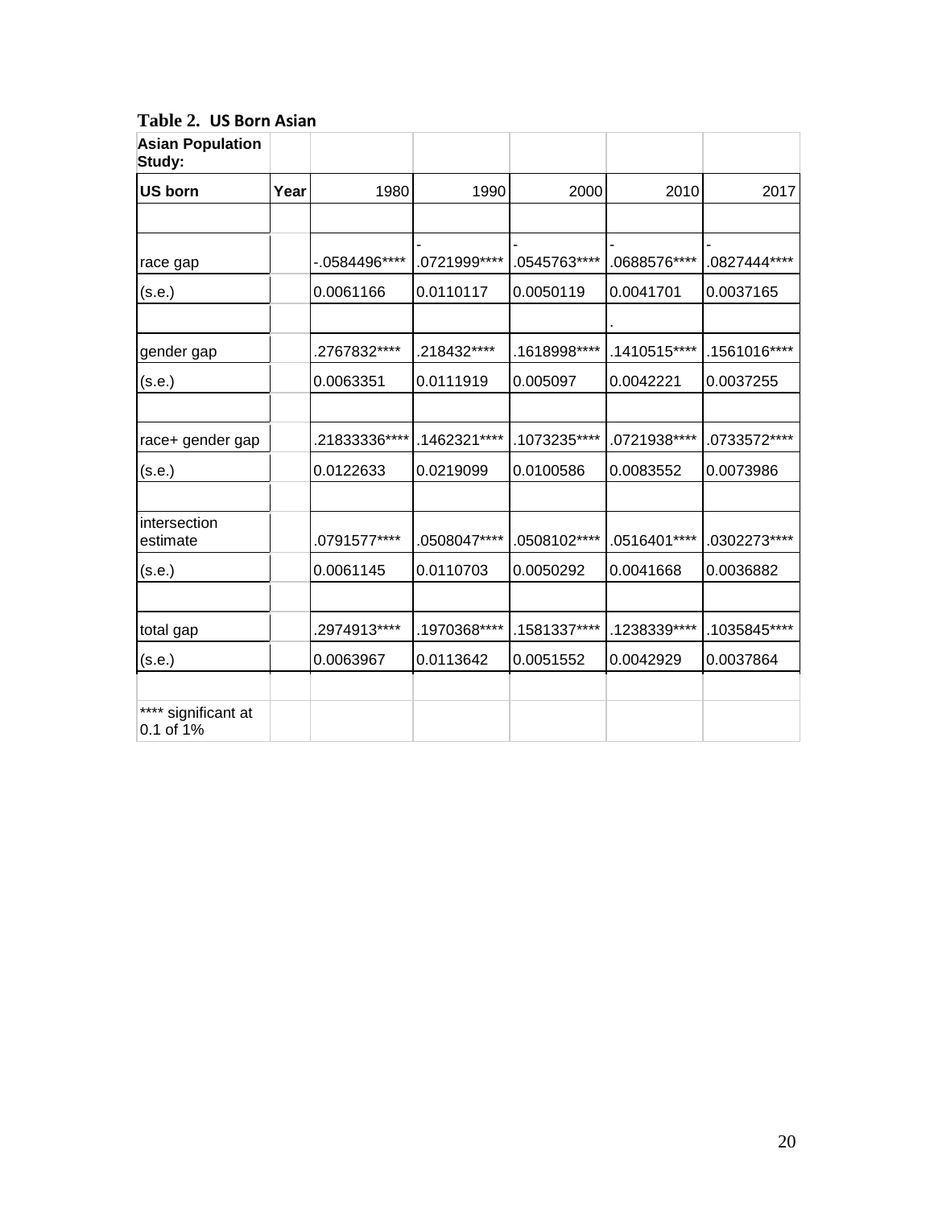**Table 2. US Born Asian**

| Asian Population Study: | | | | | | |
|---|---|---|---|---|---|---|
| **US born** | **Year** | 1980 | 1990 | 2000 | 2010 | 2017 |
| | | | | | | |
| race gap | | -.0584496**** | -.0721999**** | -.0545763**** | -.0688576**** | -.0827444**** |
| (s.e.) | | 0.0061166 | 0.0110117 | 0.0050119 | 0.0041701 | 0.0037165 |
| | | | | | . | |
| gender gap | | .2767832**** | .218432**** | .1618998**** | .1410515**** | .1561016**** |
| (s.e.) | | 0.0063351 | 0.0111919 | 0.005097 | 0.0042221 | 0.0037255 |
| | | | | | | |
| race+ gender gap | | .21833336**** | .1462321**** | .1073235**** | .0721938**** | .0733572**** |
| (s.e.) | | 0.0122633 | 0.0219099 | 0.0100586 | 0.0083552 | 0.0073986 |
| | | | | | | |
| intersection estimate | | .0791577**** | .0508047**** | .0508102**** | .0516401**** | .0302273**** |
| (s.e.) | | 0.0061145 | 0.0110703 | 0.0050292 | 0.0041668 | 0.0036882 |
| | | | | | | |
| total gap | | .2974913**** | .1970368**** | .1581337**** | .1238339**** | .1035845**** |
| (s.e.) | | 0.0063967 | 0.0113642 | 0.0051552 | 0.0042929 | 0.0037864 |
| | | | | | | |
| **** significant at 0.1 of 1% | | | | | | |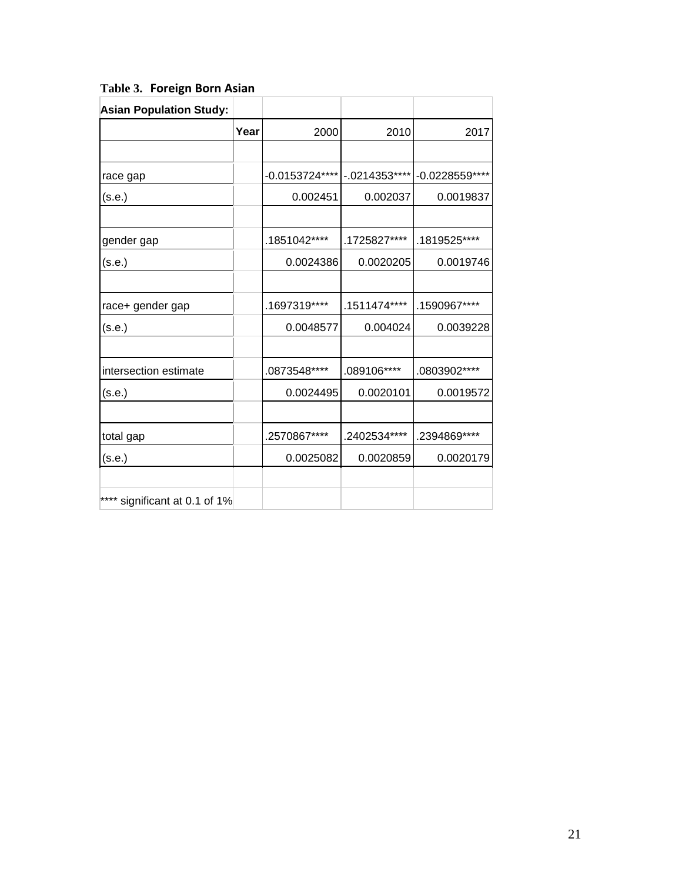**Table 3. Foreign Born Asian**

| Asian Population Study: | | | | |
|---|---|---|---|---|
| | Year | 2000 | 2010 | 2017 |
| | | | | |
| race gap | | -0.0153724**** | -.0214353**** | -0.0228559**** |
| (s.e.) | | 0.002451 | 0.002037 | 0.0019837 |
| | | | | |
| gender gap | | .1851042**** | .1725827**** | .1819525**** |
| (s.e.) | | 0.0024386 | 0.0020205 | 0.0019746 |
| | | | | |
| race+ gender gap | | .1697319**** | .1511474**** | .1590967**** |
| (s.e.) | | 0.0048577 | 0.004024 | 0.0039228 |
| | | | | |
| intersection estimate | | .0873548**** | .089106**** | .0803902**** |
| (s.e.) | | 0.0024495 | 0.0020101 | 0.0019572 |
| | | | | |
| total gap | | .2570867**** | .2402534**** | .2394869**** |
| (s.e.) | | 0.0025082 | 0.0020859 | 0.0020179 |
| | | | | |
| **** significant at 0.1 of 1% | | | | |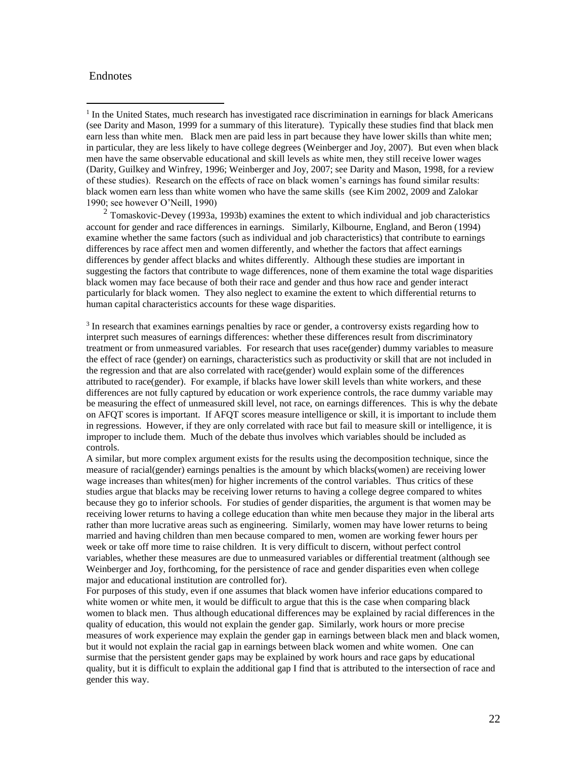Endnotes

[1] In the United States, much research has investigated race discrimination in earnings for black Americans (see Darity and Mason, 1999 for a summary of this literature). Typically these studies find that black men earn less than white men. Black men are paid less in part because they have lower skills than white men; in particular, they are less likely to have college degrees (Weinberger and Joy, 2007). But even when black men have the same observable educational and skill levels as white men, they still receive lower wages (Darity, Guilkey and Winfrey, 1996; Weinberger and Joy, 2007; see Darity and Mason, 1998, for a review of these studies). Research on the effects of race on black women's earnings has found similar results: black women earn less than white women who have the same skills (see Kim 2002, 2009 and Zalokar 1990; see however O'Neill, 1990)

[2] Tomaskovic-Devey (1993a, 1993b) examines the extent to which individual and job characteristics account for gender and race differences in earnings. Similarly, Kilbourne, England, and Beron (1994) examine whether the same factors (such as individual and job characteristics) that contribute to earnings differences by race affect men and women differently, and whether the factors that affect earnings differences by gender affect blacks and whites differently. Although these studies are important in suggesting the factors that contribute to wage differences, none of them examine the total wage disparities black women may face because of both their race and gender and thus how race and gender interact particularly for black women. They also neglect to examine the extent to which differential returns to human capital characteristics accounts for these wage disparities.

[3] In research that examines earnings penalties by race or gender, a controversy exists regarding how to interpret such measures of earnings differences: whether these differences result from discriminatory treatment or from unmeasured variables. For research that uses race(gender) dummy variables to measure the effect of race (gender) on earnings, characteristics such as productivity or skill that are not included in the regression and that are also correlated with race(gender) would explain some of the differences attributed to race(gender). For example, if blacks have lower skill levels than white workers, and these differences are not fully captured by education or work experience controls, the race dummy variable may be measuring the effect of unmeasured skill level, not race, on earnings differences. This is why the debate on AFQT scores is important. If AFQT scores measure intelligence or skill, it is important to include them in regressions. However, if they are only correlated with race but fail to measure skill or intelligence, it is improper to include them. Much of the debate thus involves which variables should be included as controls.

A similar, but more complex argument exists for the results using the decomposition technique, since the measure of racial(gender) earnings penalties is the amount by which blacks(women) are receiving lower wage increases than whites(men) for higher increments of the control variables. Thus critics of these studies argue that blacks may be receiving lower returns to having a college degree compared to whites because they go to inferior schools. For studies of gender disparities, the argument is that women may be receiving lower returns to having a college education than white men because they major in the liberal arts rather than more lucrative areas such as engineering. Similarly, women may have lower returns to being married and having children than men because compared to men, women are working fewer hours per week or take off more time to raise children. It is very difficult to discern, without perfect control variables, whether these measures are due to unmeasured variables or differential treatment (although see Weinberger and Joy, forthcoming, for the persistence of race and gender disparities even when college major and educational institution are controlled for).

For purposes of this study, even if one assumes that black women have inferior educations compared to white women or white men, it would be difficult to argue that this is the case when comparing black women to black men. Thus although educational differences may be explained by racial differences in the quality of education, this would not explain the gender gap. Similarly, work hours or more precise measures of work experience may explain the gender gap in earnings between black men and black women, but it would not explain the racial gap in earnings between black women and white women. One can surmise that the persistent gender gaps may be explained by work hours and race gaps by educational quality, but it is difficult to explain the additional gap I find that is attributed to the intersection of race and gender this way.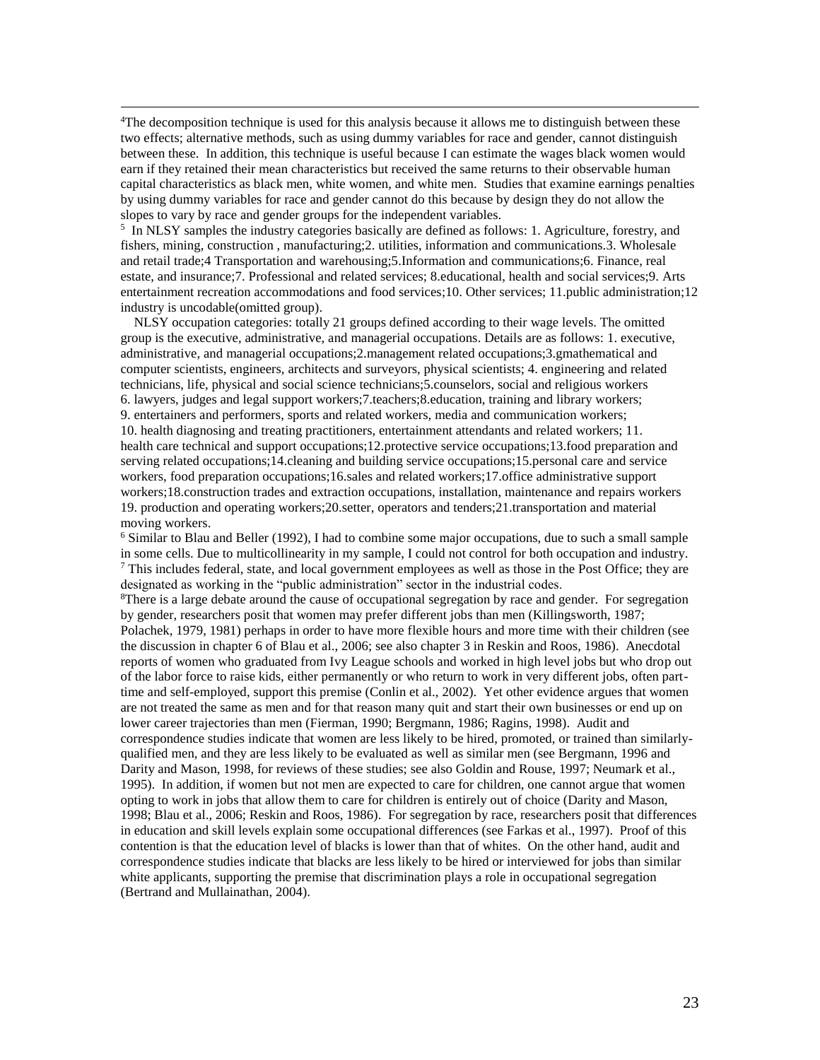[4]The decomposition technique is used for this analysis because it allows me to distinguish between these two effects; alternative methods, such as using dummy variables for race and gender, cannot distinguish between these. In addition, this technique is useful because I can estimate the wages black women would earn if they retained their mean characteristics but received the same returns to their observable human capital characteristics as black men, white women, and white men. Studies that examine earnings penalties by using dummy variables for race and gender cannot do this because by design they do not allow the slopes to vary by race and gender groups for the independent variables.

[5] In NLSY samples the industry categories basically are defined as follows: 1. Agriculture, forestry, and fishers, mining, construction , manufacturing;2. utilities, information and communications.3. Wholesale and retail trade;4 Transportation and warehousing;5.Information and communications;6. Finance, real estate, and insurance;7. Professional and related services; 8.educational, health and social services;9. Arts entertainment recreation accommodations and food services;10. Other services; 11.public administration;12 industry is uncodable(omitted group).

NLSY occupation categories: totally 21 groups defined according to their wage levels. The omitted group is the executive, administrative, and managerial occupations. Details are as follows: 1. executive, administrative, and managerial occupations;2.management related occupations;3.gmathematical and computer scientists, engineers, architects and surveyors, physical scientists; 4. engineering and related technicians, life, physical and social science technicians;5.counselors, social and religious workers 6. lawyers, judges and legal support workers;7.teachers;8.education, training and library workers; 9. entertainers and performers, sports and related workers, media and communication workers; 10. health diagnosing and treating practitioners, entertainment attendants and related workers; 11. health care technical and support occupations;12.protective service occupations;13.food preparation and serving related occupations;14.cleaning and building service occupations;15.personal care and service workers, food preparation occupations;16.sales and related workers;17.office administrative support workers;18.construction trades and extraction occupations, installation, maintenance and repairs workers 19. production and operating workers;20.setter, operators and tenders;21.transportation and material moving workers.

[6] Similar to Blau and Beller (1992), I had to combine some major occupations, due to such a small sample in some cells. Due to multicollinearity in my sample, I could not control for both occupation and industry.

[7] This includes federal, state, and local government employees as well as those in the Post Office; they are designated as working in the "public administration" sector in the industrial codes.

[8]There is a large debate around the cause of occupational segregation by race and gender. For segregation by gender, researchers posit that women may prefer different jobs than men (Killingsworth, 1987; Polachek, 1979, 1981) perhaps in order to have more flexible hours and more time with their children (see the discussion in chapter 6 of Blau et al., 2006; see also chapter 3 in Reskin and Roos, 1986). Anecdotal reports of women who graduated from Ivy League schools and worked in high level jobs but who drop out of the labor force to raise kids, either permanently or who return to work in very different jobs, often part-time and self-employed, support this premise (Conlin et al., 2002). Yet other evidence argues that women are not treated the same as men and for that reason many quit and start their own businesses or end up on lower career trajectories than men (Fierman, 1990; Bergmann, 1986; Ragins, 1998). Audit and correspondence studies indicate that women are less likely to be hired, promoted, or trained than similarly-qualified men, and they are less likely to be evaluated as well as similar men (see Bergmann, 1996 and Darity and Mason, 1998, for reviews of these studies; see also Goldin and Rouse, 1997; Neumark et al., 1995). In addition, if women but not men are expected to care for children, one cannot argue that women opting to work in jobs that allow them to care for children is entirely out of choice (Darity and Mason, 1998; Blau et al., 2006; Reskin and Roos, 1986). For segregation by race, researchers posit that differences in education and skill levels explain some occupational differences (see Farkas et al., 1997). Proof of this contention is that the education level of blacks is lower than that of whites. On the other hand, audit and correspondence studies indicate that blacks are less likely to be hired or interviewed for jobs than similar white applicants, supporting the premise that discrimination plays a role in occupational segregation (Bertrand and Mullainathan, 2004).